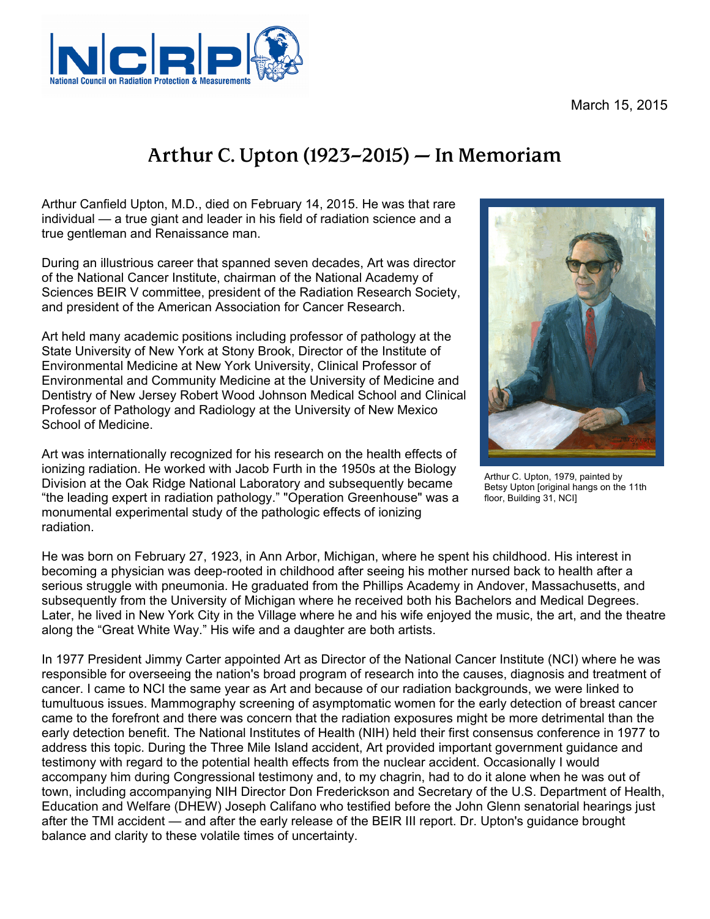March 15, 2015

# Arthur C. Upton (1923–2015) — In Memoriam

Arthur Canfield Upton, M.D., died on February 14, 2015. He was that rare individual — a true giant and leader in his field of radiation science and a true gentleman and Renaissance man.

During an illustrious career that spanned seven decades, Art was director of the National Cancer Institute, chairman of the National Academy of Sciences BEIR V committee, president of the Radiation Research Society, and president of the American Association for Cancer Research.

Art held many academic positions including professor of pathology at the State University of New York at Stony Brook, Director of the Institute of Environmental Medicine at New York University, Clinical Professor of Environmental and Community Medicine at the University of Medicine and Dentistry of New Jersey Robert Wood Johnson Medical School and Clinical Professor of Pathology and Radiology at the University of New Mexico School of Medicine.

Art was internationally recognized for his research on the health effects of ionizing radiation. He worked with Jacob Furth in the 1950s at the Biology Division at the Oak Ridge National Laboratory and subsequently became "the leading expert in radiation pathology." "Operation Greenhouse" was a monumental experimental study of the pathologic effects of ionizing radiation.

Arthur C. Upton, 1979, painted by Betsy Upton [original hangs on the 11th floor, Building 31, NCI]

He was born on February 27, 1923, in Ann Arbor, Michigan, where he spent his childhood. His interest in becoming a physician was deep-rooted in childhood after seeing his mother nursed back to health after a serious struggle with pneumonia. He graduated from the Phillips Academy in Andover, Massachusetts, and subsequently from the University of Michigan where he received both his Bachelors and Medical Degrees. Later, he lived in New York City in the Village where he and his wife enjoyed the music, the art, and the theatre along the "Great White Way." His wife and a daughter are both artists.

In 1977 President Jimmy Carter appointed Art as Director of the National Cancer Institute (NCI) where he was responsible for overseeing the nation's broad program of research into the causes, diagnosis and treatment of cancer. I came to NCI the same year as Art and because of our radiation backgrounds, we were linked to tumultuous issues. Mammography screening of asymptomatic women for the early detection of breast cancer came to the forefront and there was concern that the radiation exposures might be more detrimental than the early detection benefit. The National Institutes of Health (NIH) held their first consensus conference in 1977 to address this topic. During the Three Mile Island accident, Art provided important government guidance and testimony with regard to the potential health effects from the nuclear accident. Occasionally I would accompany him during Congressional testimony and, to my chagrin, had to do it alone when he was out of town, including accompanying NIH Director Don Frederickson and Secretary of the U.S. Department of Health, Education and Welfare (DHEW) Joseph Califano who testified before the John Glenn senatorial hearings just after the TMI accident — and after the early release of the BEIR III report. Dr. Upton's guidance brought balance and clarity to these volatile times of uncertainty.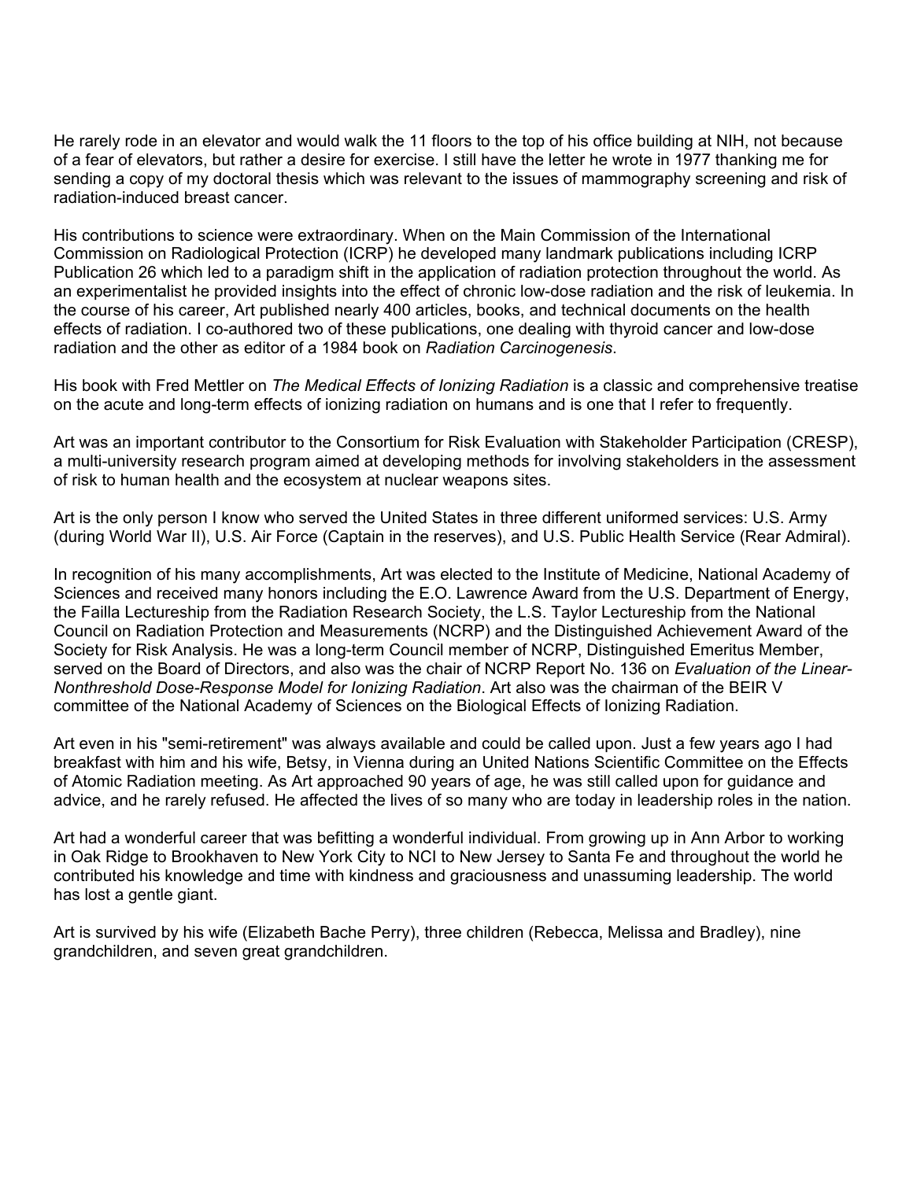He rarely rode in an elevator and would walk the 11 floors to the top of his office building at NIH, not because of a fear of elevators, but rather a desire for exercise. I still have the letter he wrote in 1977 thanking me for sending a copy of my doctoral thesis which was relevant to the issues of mammography screening and risk of radiation-induced breast cancer.

His contributions to science were extraordinary. When on the Main Commission of the International Commission on Radiological Protection (ICRP) he developed many landmark publications including ICRP Publication 26 which led to a paradigm shift in the application of radiation protection throughout the world. As an experimentalist he provided insights into the effect of chronic low-dose radiation and the risk of leukemia. In the course of his career, Art published nearly 400 articles, books, and technical documents on the health effects of radiation. I co-authored two of these publications, one dealing with thyroid cancer and low-dose radiation and the other as editor of a 1984 book on *Radiation Carcinogenesis*.

His book with Fred Mettler on *The Medical Effects of Ionizing Radiation* is a classic and comprehensive treatise on the acute and long-term effects of ionizing radiation on humans and is one that I refer to frequently.

Art was an important contributor to the Consortium for Risk Evaluation with Stakeholder Participation (CRESP), a multi-university research program aimed at developing methods for involving stakeholders in the assessment of risk to human health and the ecosystem at nuclear weapons sites.

Art is the only person I know who served the United States in three different uniformed services: U.S. Army (during World War II), U.S. Air Force (Captain in the reserves), and U.S. Public Health Service (Rear Admiral).

In recognition of his many accomplishments, Art was elected to the Institute of Medicine, National Academy of Sciences and received many honors including the E.O. Lawrence Award from the U.S. Department of Energy, the Failla Lectureship from the Radiation Research Society, the L.S. Taylor Lectureship from the National Council on Radiation Protection and Measurements (NCRP) and the Distinguished Achievement Award of the Society for Risk Analysis. He was a long-term Council member of NCRP, Distinguished Emeritus Member, served on the Board of Directors, and also was the chair of NCRP Report No. 136 on *Evaluation of the Linear-Nonthreshold Dose-Response Model for Ionizing Radiation*. Art also was the chairman of the BEIR V committee of the National Academy of Sciences on the Biological Effects of Ionizing Radiation.

Art even in his "semi-retirement" was always available and could be called upon. Just a few years ago I had breakfast with him and his wife, Betsy, in Vienna during an United Nations Scientific Committee on the Effects of Atomic Radiation meeting. As Art approached 90 years of age, he was still called upon for guidance and advice, and he rarely refused. He affected the lives of so many who are today in leadership roles in the nation.

Art had a wonderful career that was befitting a wonderful individual. From growing up in Ann Arbor to working in Oak Ridge to Brookhaven to New York City to NCI to New Jersey to Santa Fe and throughout the world he contributed his knowledge and time with kindness and graciousness and unassuming leadership. The world has lost a gentle giant.

Art is survived by his wife (Elizabeth Bache Perry), three children (Rebecca, Melissa and Bradley), nine grandchildren, and seven great grandchildren.